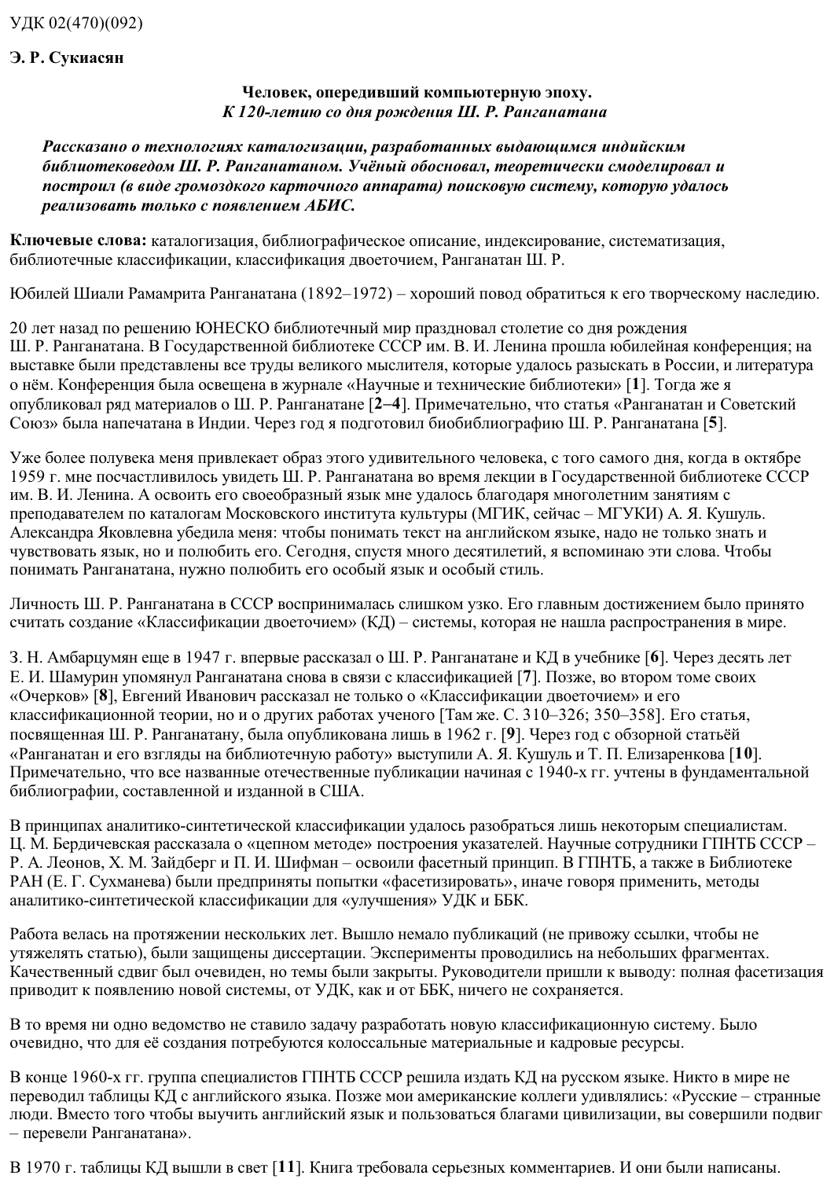УДК 02(470)(092)

**Э. Р. Сукиасян**

**Человек, опередивший компьютерную эпоху.**
***К 120-летию со дня рождения Ш. Р. Ранганатана***

***Рассказано о технологиях каталогизации, разработанных выдающимся индийским библиотековедом Ш. Р. Ранганатаном. Учёный обосновал, теоретически смоделировал и построил (в виде громоздкого карточного аппарата) поисковую систему, которую удалось реализовать только с появлением АБИС.***

**Ключевые слова:** каталогизация, библиографическое описание, индексирование, систематизация, библиотечные классификации, классификация двоеточием, Ранганатан Ш. Р.

Юбилей Шиали Рамамрита Ранганатана (1892–1972) – хороший повод обратиться к его творческому наследию.

20 лет назад по решению ЮНЕСКО библиотечный мир праздновал столетие со дня рождения Ш. Р. Ранганатана. В Государственной библиотеке СССР им. В. И. Ленина прошла юбилейная конференция; на выставке были представлены все труды великого мыслителя, которые удалось разыскать в России, и литература о нём. Конференция была освещена в журнале «Научные и технические библиотеки» [**1**]. Тогда же я опубликовал ряд материалов о Ш. Р. Ранганатане [**2–4**]. Примечательно, что статья «Ранганатан и Советский Союз» была напечатана в Индии. Через год я подготовил биобиблиографию Ш. Р. Ранганатана [**5**].

Уже более полувека меня привлекает образ этого удивительного человека, с того самого дня, когда в октябре 1959 г. мне посчастливилось увидеть Ш. Р. Ранганатана во время лекции в Государственной библиотеке СССР им. В. И. Ленина. А освоить его своеобразный язык мне удалось благодаря многолетним занятиям с преподавателем по каталогам Московского института культуры (МГИК, сейчас – МГУКИ) А. Я. Кушуль. Александра Яковлевна убедила меня: чтобы понимать текст на английском языке, надо не только знать и чувствовать язык, но и полюбить его. Сегодня, спустя много десятилетий, я вспоминаю эти слова. Чтобы понимать Ранганатана, нужно полюбить его особый язык и особый стиль.

Личность Ш. Р. Ранганатана в СССР воспринималась слишком узко. Его главным достижением было принято считать создание «Классификации двоеточием» (КД) – системы, которая не нашла распространения в мире.

З. Н. Амбарцумян еще в 1947 г. впервые рассказал о Ш. Р. Ранганатане и КД в учебнике [**6**]. Через десять лет Е. И. Шамурин упомянул Ранганатана снова в связи с классификацией [**7**]. Позже, во втором томе своих «Очерков» [**8**], Евгений Иванович рассказал не только о «Классификации двоеточием» и его классификационной теории, но и о других работах ученого [Там же. С. 310–326; 350–358]. Его статья, посвященная Ш. Р. Ранганатану, была опубликована лишь в 1962 г. [**9**]. Через год с обзорной статьёй «Ранганатан и его взгляды на библиотечную работу» выступили А. Я. Кушуль и Т. П. Елизаренкова [**10**]. Примечательно, что все названные отечественные публикации начиная с 1940-х гг. учтены в фундаментальной библиографии, составленной и изданной в США.

В принципах аналитико-синтетической классификации удалось разобраться лишь некоторым специалистам. Ц. М. Бердичевская рассказала о «цепном методе» построения указателей. Научные сотрудники ГПНТБ СССР – Р. А. Леонов, Х. М. Зайдберг и П. И. Шифман – освоили фасетный принцип. В ГПНТБ, а также в Библиотеке РАН (Е. Г. Сухманева) были предприняты попытки «фасетизировать», иначе говоря применить, методы аналитико-синтетической классификации для «улучшения» УДК и ББК.

Работа велась на протяжении нескольких лет. Вышло немало публикаций (не привожу ссылки, чтобы не утяжелять статью), были защищены диссертации. Эксперименты проводились на небольших фрагментах. Качественный сдвиг был очевиден, но темы были закрыты. Руководители пришли к выводу: полная фасетизация приводит к появлению новой системы, от УДК, как и от ББК, ничего не сохраняется.

В то время ни одно ведомство не ставило задачу разработать новую классификационную систему. Было очевидно, что для её создания потребуются колоссальные материальные и кадровые ресурсы.

В конце 1960-х гг. группа специалистов ГПНТБ СССР решила издать КД на русском языке. Никто в мире не переводил таблицы КД с английского языка. Позже мои американские коллеги удивлялись: «Русские – странные люди. Вместо того чтобы выучить английский язык и пользоваться благами цивилизации, вы совершили подвиг – перевели Ранганатана».

В 1970 г. таблицы КД вышли в свет [**11**]. Книга требовала серьезных комментариев. И они были написаны.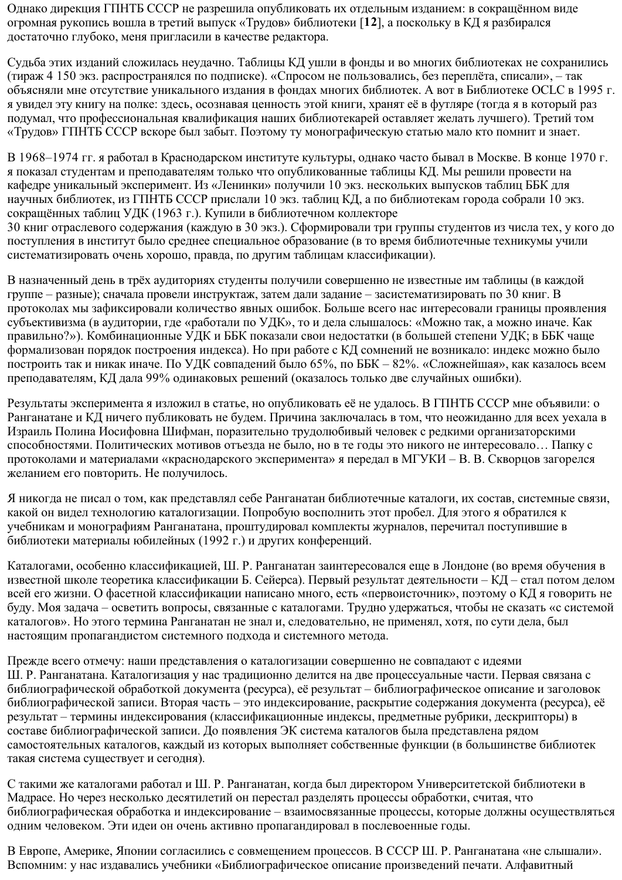Однако дирекция ГПНТБ СССР не разрешила опубликовать их отдельным изданием: в сокращённом виде огромная рукопись вошла в третий выпуск «Трудов» библиотеки [**12**], а поскольку в КД я разбирался достаточно глубоко, меня пригласили в качестве редактора.

Судьба этих изданий сложилась неудачно. Таблицы КД ушли в фонды и во многих библиотеках не сохранились (тираж 4 150 экз. распространялся по подписке). «Спросом не пользовались, без переплёта, списали», – так объясняли мне отсутствие уникального издания в фондах многих библиотек. А вот в Библиотеке OCLC в 1995 г. я увидел эту книгу на полке: здесь, осознавая ценность этой книги, хранят её в футляре (тогда я в который раз подумал, что профессиональная квалификация наших библиотекарей оставляет желать лучшего). Третий том «Трудов» ГПНТБ СССР вскоре был забыт. Поэтому ту монографическую статью мало кто помнит и знает.

В 1968–1974 гг. я работал в Краснодарском институте культуры, однако часто бывал в Москве. В конце 1970 г. я показал студентам и преподавателям только что опубликованные таблицы КД. Мы решили провести на кафедре уникальный эксперимент. Из «Ленинки» получили 10 экз. нескольких выпусков таблиц ББК для научных библиотек, из ГПНТБ СССР прислали 10 экз. таблиц КД, а по библиотекам города собрали 10 экз. сокращённых таблиц УДК (1963 г.). Купили в библиотечном коллекторе 30 книг отраслевого содержания (каждую в 30 экз.). Сформировали три группы студентов из числа тех, у кого до поступления в институт было среднее специальное образование (в то время библиотечные техникумы учили систематизировать очень хорошо, правда, по другим таблицам классификации).

В назначенный день в трёх аудиториях студенты получили совершенно не известные им таблицы (в каждой группе – разные); сначала провели инструктаж, затем дали задание – засистематизировать по 30 книг. В протоколах мы зафиксировали количество явных ошибок. Больше всего нас интересовали границы проявления субъективизма (в аудитории, где «работали по УДК», то и дела слышалось: «Можно так, а можно иначе. Как правильно?»). Комбинационные УДК и ББК показали свои недостатки (в большей степени УДК; в ББК чаще формализован порядок построения индекса). Но при работе с КД сомнений не возникало: индекс можно было построить так и никак иначе. По УДК совпадений было 65%, по ББК – 82%. «Сложнейшая», как казалось всем преподавателям, КД дала 99% одинаковых решений (оказалось только две случайных ошибки).

Результаты эксперимента я изложил в статье, но опубликовать её не удалось. В ГПНТБ СССР мне объявили: о Ранганатане и КД ничего публиковать не будем. Причина заключалась в том, что неожиданно для всех уехала в Израиль Полина Иосифовна Шифман, поразительно трудолюбивый человек с редкими организаторскими способностями. Политических мотивов отъезда не было, но в те годы это никого не интересовало… Папку с протоколами и материалами «краснодарского эксперимента» я передал в МГУКИ – В. В. Скворцов загорелся желанием его повторить. Не получилось.

Я никогда не писал о том, как представлял себе Ранганатан библиотечные каталоги, их состав, системные связи, какой он видел технологию каталогизации. Попробую восполнить этот пробел. Для этого я обратился к учебникам и монографиям Ранганатана, проштудировал комплекты журналов, перечитал поступившие в библиотеки материалы юбилейных (1992 г.) и других конференций.

Каталогами, особенно классификацией, Ш. Р. Ранганатан заинтересовался еще в Лондоне (во время обучения в известной школе теоретика классификации Б. Сейерса). Первый результат деятельности – КД – стал потом делом всей его жизни. О фасетной классификации написано много, есть «первоисточник», поэтому о КД я говорить не буду. Моя задача – осветить вопросы, связанные с каталогами. Трудно удержаться, чтобы не сказать «с системой каталогов». Но этого термина Ранганатан не знал и, следовательно, не применял, хотя, по сути дела, был настоящим пропагандистом системного подхода и системного метода.

Прежде всего отмечу: наши представления о каталогизации совершенно не совпадают с идеями Ш. Р. Ранганатана. Каталогизация у нас традиционно делится на две процессуальные части. Первая связана с библиографической обработкой документа (ресурса), её результат – библиографическое описание и заголовок библиографической записи. Вторая часть – это индексирование, раскрытие содержания документа (ресурса), её результат – термины индексирования (классификационные индексы, предметные рубрики, дескрипторы) в составе библиографической записи. До появления ЭК система каталогов была представлена рядом самостоятельных каталогов, каждый из которых выполняет собственные функции (в большинстве библиотек такая система существует и сегодня).

С такими же каталогами работал и Ш. Р. Ранганатан, когда был директором Университетской библиотеки в Мадрасе. Но через несколько десятилетий он перестал разделять процессы обработки, считая, что библиографическая обработка и индексирование – взаимосвязанные процессы, которые должны осуществляться одним человеком. Эти идеи он очень активно пропагандировал в послевоенные годы.

В Европе, Америке, Японии согласились с совмещением процессов. В СССР Ш. Р. Ранганатана «не слышали». Вспомним: у нас издавались учебники «Библиографическое описание произведений печати. Алфавитный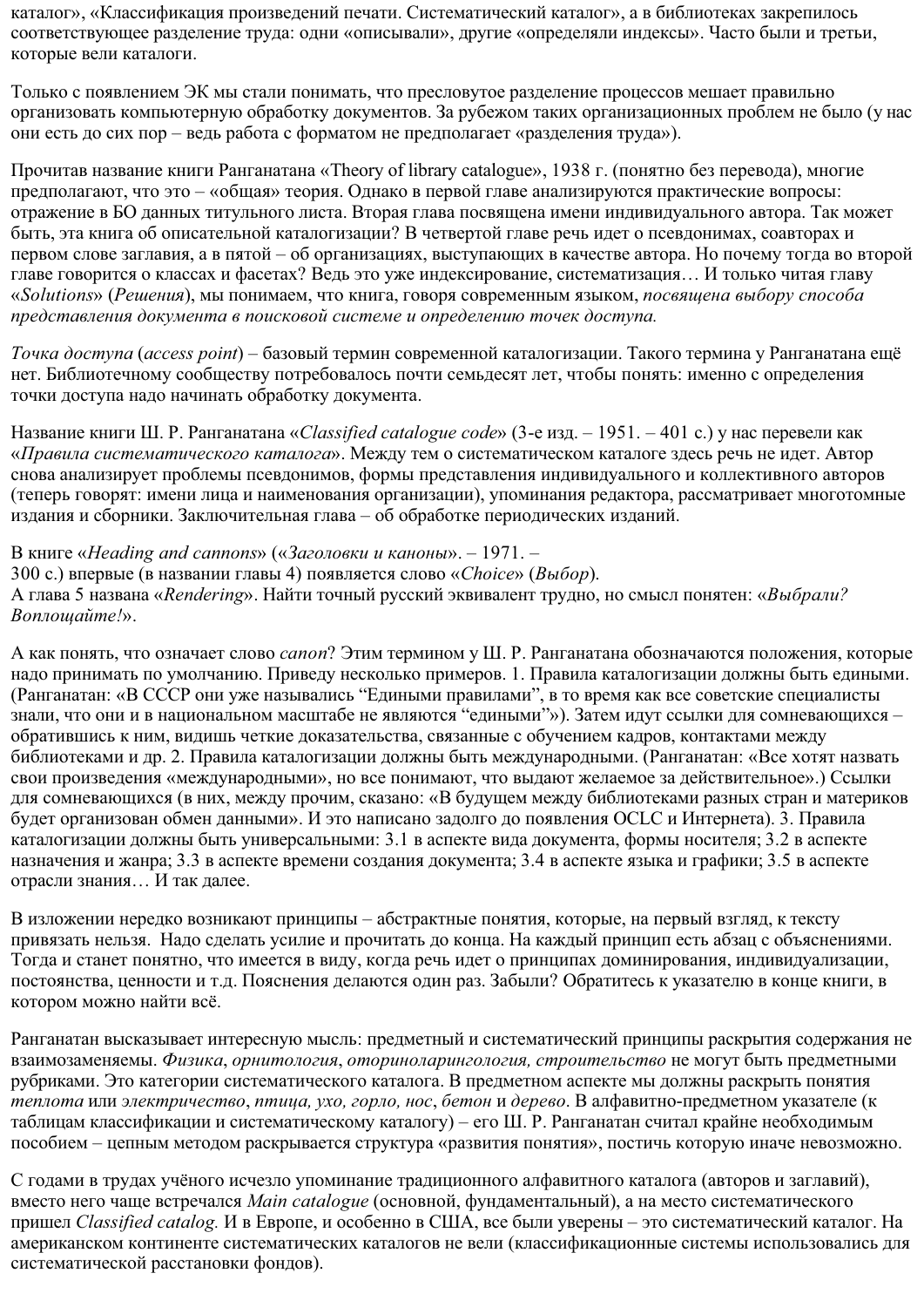каталог», «Классификация произведений печати. Систематический каталог», а в библиотеках закрепилось соответствующее разделение труда: одни «описывали», другие «определяли индексы». Часто были и третьи, которые вели каталоги.

Только с появлением ЭК мы стали понимать, что пресловутое разделение процессов мешает правильно организовать компьютерную обработку документов. За рубежом таких организационных проблем не было (у нас они есть до сих пор – ведь работа с форматом не предполагает «разделения труда»).

Прочитав название книги Ранганатана «Theory of library catalogue», 1938 г. (понятно без перевода), многие предполагают, что это – «общая» теория. Однако в первой главе анализируются практические вопросы: отражение в БО данных титульного листа. Вторая глава посвящена имени индивидуального автора. Так может быть, эта книга об описательной каталогизации? В четвертой главе речь идет о псевдонимах, соавторах и первом слове заглавия, а в пятой – об организациях, выступающих в качестве автора. Но почему тогда во второй главе говорится о классах и фасетах? Ведь это уже индексирование, систематизация… И только читая главу «*Solutions*» (*Решения*), мы понимаем, что книга, говоря современным языком, *посвящена выбору способа представления документа в поисковой системе и определению точек доступа.*

*Точка доступа* (*access point*) – базовый термин современной каталогизации. Такого термина у Ранганатана ещё нет. Библиотечному сообществу потребовалось почти семьдесят лет, чтобы понять: именно с определения точки доступа надо начинать обработку документа.

Название книги Ш. Р. Ранганатана «*Classified catalogue code*» (3-е изд. – 1951. – 401 с.) у нас перевели как «*Правила систематического каталога*». Между тем о систематическом каталоге здесь речь не идет. Автор снова анализирует проблемы псевдонимов, формы представления индивидуального и коллективного авторов (теперь говорят: имени лица и наименования организации), упоминания редактора, рассматривает многотомные издания и сборники. Заключительная глава – об обработке периодических изданий.

В книге «*Heading and cannons*» («*Заголовки и каноны*». – 1971. – 300 с.) впервые (в названии главы 4) появляется слово «*Choice*» (*Выбор*). А глава 5 названа «*Rendering*». Найти точный русский эквивалент трудно, но смысл понятен: «*Выбрали? Воплощайте!*».

А как понять, что означает слово *canon*? Этим термином у Ш. Р. Ранганатана обозначаются положения, которые надо принимать по умолчанию. Приведу несколько примеров. 1. Правила каталогизации должны быть едиными. (Ранганатан: «В СССР они уже назывались “Едиными правилами”, в то время как все советские специалисты знали, что они и в национальном масштабе не являются “едиными”»). Затем идут ссылки для сомневающихся – обратившись к ним, видишь четкие доказательства, связанные с обучением кадров, контактами между библиотеками и др. 2. Правила каталогизации должны быть международными. (Ранганатан: «Все хотят назвать свои произведения «международными», но все понимают, что выдают желаемое за действительное».) Ссылки для сомневающихся (в них, между прочим, сказано: «В будущем между библиотеками разных стран и материков будет организован обмен данными». И это написано задолго до появления OCLC и Интернета). 3. Правила каталогизации должны быть универсальными: 3.1 в аспекте вида документа, формы носителя; 3.2 в аспекте назначения и жанра; 3.3 в аспекте времени создания документа; 3.4 в аспекте языка и графики; 3.5 в аспекте отрасли знания… И так далее.

В изложении нередко возникают принципы – абстрактные понятия, которые, на первый взгляд, к тексту привязать нельзя. Надо сделать усилие и прочитать до конца. На каждый принцип есть абзац с объяснениями. Тогда и станет понятно, что имеется в виду, когда речь идет о принципах доминирования, индивидуализации, постоянства, ценности и т.д. Пояснения делаются один раз. Забыли? Обратитесь к указателю в конце книги, в котором можно найти всё.

Ранганатан высказывает интересную мысль: предметный и систематический принципы раскрытия содержания не взаимозаменяемы. *Физика*, *орнитология*, *оториноларингология, строительство* не могут быть предметными рубриками. Это категории систематического каталога. В предметном аспекте мы должны раскрыть понятия *теплота* или *электричество*, *птица, ухо, горло, нос*, *бетон* и *дерево*. В алфавитно-предметном указателе (к таблицам классификации и систематическому каталогу) – его Ш. Р. Ранганатан считал крайне необходимым пособием – цепным методом раскрывается структура «развития понятия», постичь которую иначе невозможно.

С годами в трудах учёного исчезло упоминание традиционного алфавитного каталога (авторов и заглавий), вместо него чаще встречался *Main catalogue* (основной, фундаментальный), а на место систематического пришел *Classified catalog.* И в Европе, и особенно в США, все были уверены – это систематический каталог. На американском континенте систематических каталогов не вели (классификационные системы использовались для систематической расстановки фондов).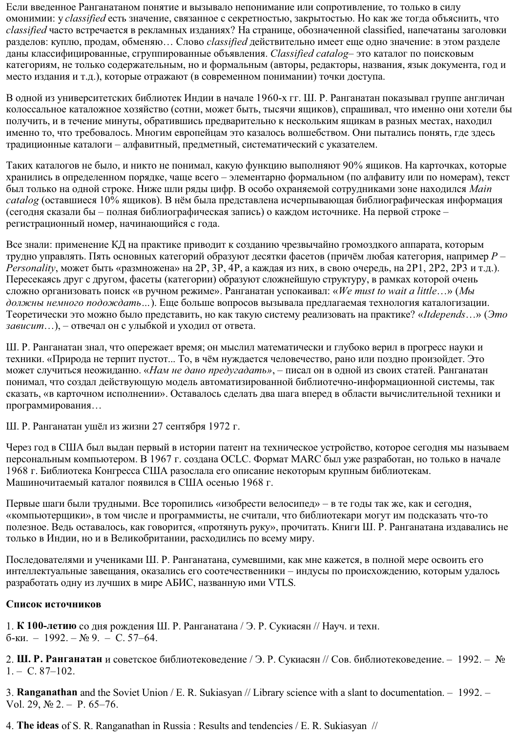Если введенное Ранганатаном понятие и вызывало непонимание или сопротивление, то только в силу омонимии: у *classified* есть значение, связанное с секретностью, закрытостью. Но как же тогда объяснить, что *classified* часто встречается в рекламных изданиях? На странице, обозначенной classified, напечатаны заголовки разделов: куплю, продам, обменяю… Слово *classified* действительно имеет еще одно значение: в этом разделе даны классифицированные, сгруппированные объявления. *Classified catalog*– это каталог по поисковым категориям, не только содержательным, но и формальным (авторы, редакторы, названия, язык документа, год и место издания и т.д.), которые отражают (в современном понимании) точки доступа.

В одной из университетских библиотек Индии в начале 1960-х гг. Ш. Р. Ранганатан показывал группе англичан колоссальное каталожное хозяйство (сотни, может быть, тысячи ящиков), спрашивал, что именно они хотели бы получить, и в течение минуты, обратившись предварительно к нескольким ящикам в разных местах, находил именно то, что требовалось. Многим европейцам это казалось волшебством. Они пытались понять, где здесь традиционные каталоги – алфавитный, предметный, систематический с указателем.

Таких каталогов не было, и никто не понимал, какую функцию выполняют 90% ящиков. На карточках, которые хранились в определенном порядке, чаще всего – элементарно формальном (по алфавиту или по номерам), текст был только на одной строке. Ниже шли ряды цифр. В особо охраняемой сотрудниками зоне находился *Main catalog* (оставшиеся 10% ящиков). В нём была представлена исчерпывающая библиографическая информация (сегодня сказали бы – полная библиографическая запись) о каждом источнике. На первой строке – регистрационный номер, начинающийся с года.

Все знали: применение КД на практике приводит к созданию чрезвычайно громоздкого аппарата, которым трудно управлять. Пять основных категорий образуют десятки фасетов (причём любая категория, например *P – Personality*, может быть «размножена» на 2P, 3P, 4P, а каждая из них, в свою очередь, на 2P1, 2P2, 2P3 и т.д.). Пересекаясь друг с другом, фасеты (категории) образуют сложнейшую структуру, в рамках которой очень сложно организовать поиск «в ручном режиме». Ранганатан успокаивал: «*We must to wait a little*…» (*Мы должны немного подождать*...). Еще больше вопросов вызывала предлагаемая технология каталогизации. Теоретически это можно было представить, но как такую систему реализовать на практике? «*Itdepends*…» (*Это зависит*…), – отвечал он с улыбкой и уходил от ответа.

Ш. Р. Ранганатан знал, что опережает время; он мыслил математически и глубоко верил в прогресс науки и техники. «Природа не терпит пустот... То, в чём нуждается человечество, рано или поздно произойдет. Это может случиться неожиданно. «*Нам не дано предугадать*», – писал он в одной из своих статей. Ранганатан понимал, что создал действующую модель автоматизированной библиотечно-информационной системы, так сказать, «в карточном исполнении». Оставалось сделать два шага вперед в области вычислительной техники и программирования…

Ш. Р. Ранганатан ушёл из жизни 27 сентября 1972 г.

Через год в США был выдан первый в истории патент на техническое устройство, которое сегодня мы называем персональным компьютером. В 1967 г. создана OCLC. Формат MARC был уже разработан, но только в начале 1968 г. Библиотека Конгресса США разослала его описание некоторым крупным библиотекам. Машиночитаемый каталог появился в США осенью 1968 г.

Первые шаги были трудными. Все торопились «изобрести велосипед» – в те годы так же, как и сегодня, «компьютерщики», в том числе и программисты, не считали, что библиотекари могут им подсказать что-то полезное. Ведь оставалось, как говорится, «протянуть руку», прочитать. Книги Ш. Р. Ранганатана издавались не только в Индии, но и в Великобритании, расходились по всему миру.

Последователями и учениками Ш. Р. Ранганатана, сумевшими, как мне кажется, в полной мере освоить его интеллектуальные завещания, оказались его соотечественники – индусы по происхождению, которым удалось разработать одну из лучших в мире АБИС, названную ими VTLS.

**Список источников**

1. **К 100-летию** со дня рождения Ш. Р. Ранганатана / Э. Р. Сукиасян // Науч. и техн. б-ки. – 1992. – № 9. – С. 57–64.

2. **Ш. Р. Ранганатан** и советское библиотековедение / Э. Р. Сукиасян // Сов. библиотековедение. – 1992. – № 1. – С. 87–102.

3. **Ranganathan** and the Soviet Union / E. R. Sukiasyan // Library science with a slant to documentation. – 1992. – Vol. 29, № 2. – P. 65–76.

4. **The ideas** of S. R. Ranganathan in Russia : Results and tendencies / E. R. Sukiasyan //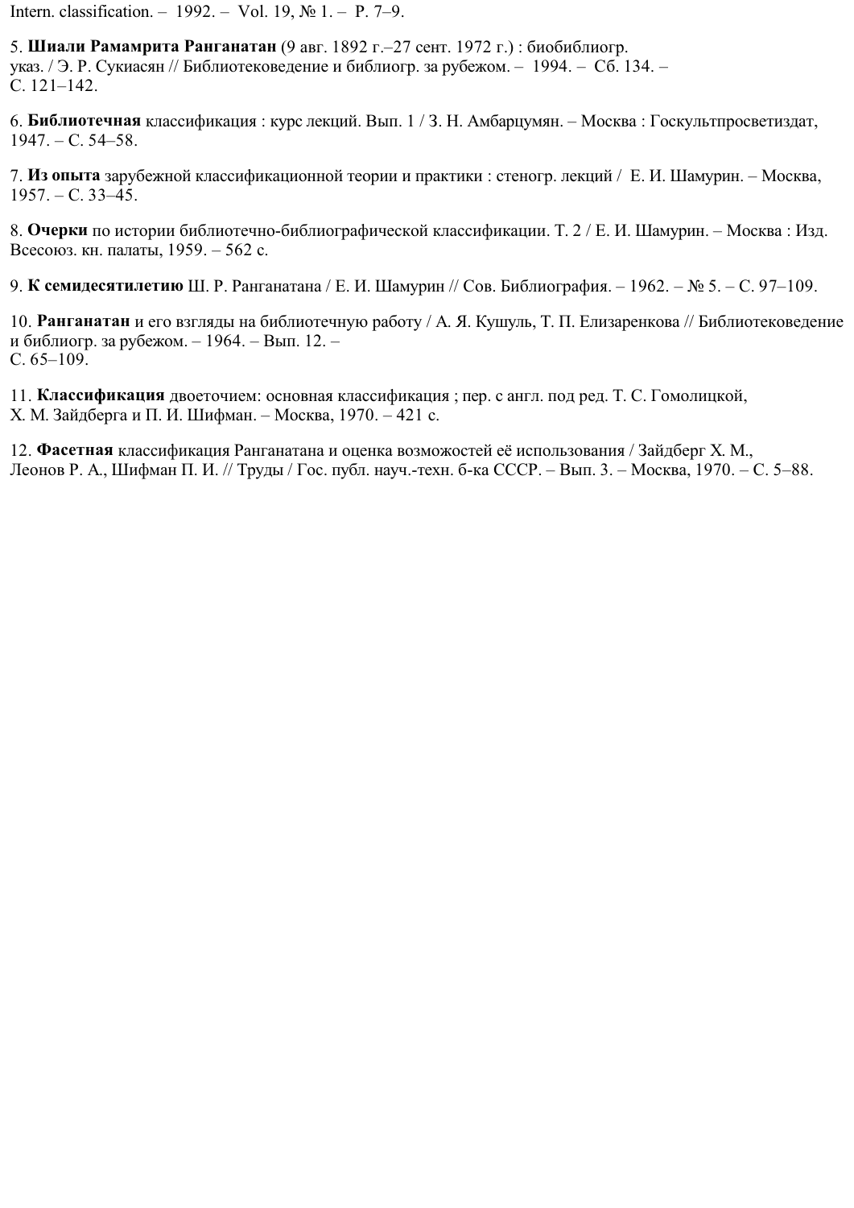Intern. classification. – 1992. – Vol. 19, № 1. – P. 7–9.

5. **Шиали Рамамрита Ранганатан** (9 авг. 1892 г.–27 сент. 1972 г.) : биобиблиогр. указ. / Э. Р. Сукиасян // Библиотековедение и библиогр. за рубежом. – 1994. – Сб. 134. – С. 121–142.

6. **Библиотечная** классификация : курс лекций. Вып. 1 / З. Н. Амбарцумян. – Москва : Госкультпросветиздат, 1947. – С. 54–58.

7. **Из опыта** зарубежной классификационной теории и практики : стеногр. лекций / Е. И. Шамурин. – Москва, 1957. – С. 33–45.

8. **Очерки** по истории библиотечно-библиографической классификации. Т. 2 / Е. И. Шамурин. – Москва : Изд. Всесоюз. кн. палаты, 1959. – 562 с.

9. **К семидесятилетию** Ш. Р. Ранганатана / Е. И. Шамурин // Сов. Библиография. – 1962. – № 5. – С. 97–109.

10. **Ранганатан** и его взгляды на библиотечную работу / А. Я. Кушуль, Т. П. Елизаренкова // Библиотековедение и библиогр. за рубежом. – 1964. – Вып. 12. – С. 65–109.

11. **Классификация** двоеточием: основная классификация ; пер. с англ. под ред. Т. С. Гомолицкой, Х. М. Зайдберга и П. И. Шифман. – Москва, 1970. – 421 с.

12. **Фасетная** классификация Ранганатана и оценка возможостей её использования / Зайдберг Х. М., Леонов Р. А., Шифман П. И. // Труды / Гос. публ. науч.-техн. б-ка СССР. – Вып. 3. – Москва, 1970. – С. 5–88.